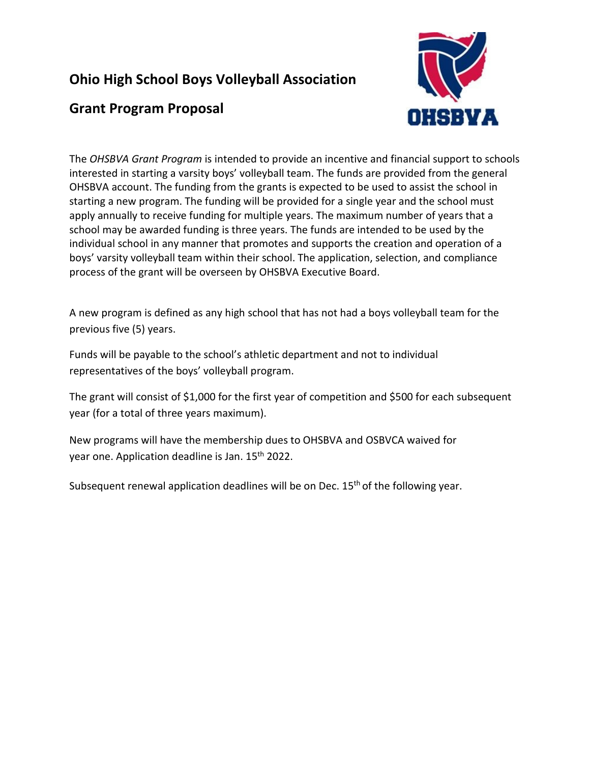# Ohio High School Boys Volleyball Association

## Grant Program Proposal

The *OHSBVA Grant Program* is intended to provide an incentive and financial support to schools interested in starting a varsity boys' volleyball team. The funds are provided from the general OHSBVA account. The funding from the grants is expected to be used to assist the school in starting a new program. The funding will be provided for a single year and the school must apply annually to receive funding for multiple years. The maximum number of years that a school may be awarded funding is three years. The funds are intended to be used by the individual school in any manner that promotes and supports the creation and operation of a boys' varsity volleyball team within their school. The application, selection, and compliance process of the grant will be overseen by OHSBVA Executive Board.

A new program is defined as any high school that has not had a boys volleyball team for the previous five (5) years.

Funds will be payable to the school's athletic department and not to individual representatives of the boys' volleyball program.

The grant will consist of $1,000 for the first year of competition and $500 for each subsequent year (for a total of three years maximum).

New programs will have the membership dues to OHSBVA and OSBVCA waived for year one. Application deadline is Jan. 15th 2022.

Subsequent renewal application deadlines will be on Dec. 15th of the following year.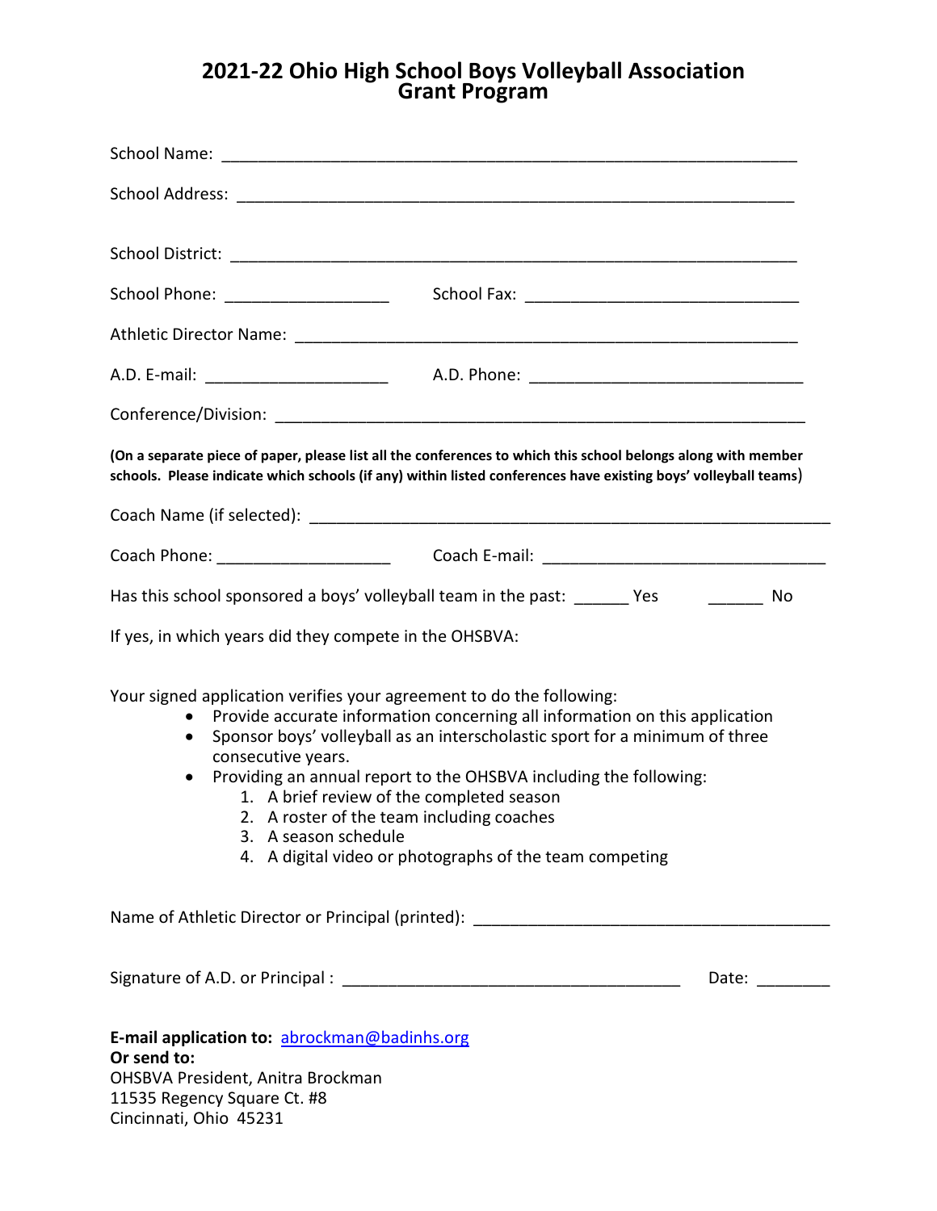# 2021-22 Ohio High School Boys Volleyball Association Grant Program

School Name: ______________________________________________________________

School Address: ____________________________________________________________

School District: _____________________________________________________________

School Phone: _________________ School Fax: ______________________________

Athletic Director Name: _______________________________________________________

A.D. E-mail: ___________________ A.D. Phone: ______________________________

Conference/Division: _________________________________________________________

**(On a separate piece of paper, please list all the conferences to which this school belongs along with member schools. Please indicate which schools (if any) within listed conferences have existing boys' volleyball teams)**

Coach Name (if selected): ______________________________________________________

Coach Phone: __________________ Coach E-mail: ______________________________

Has this school sponsored a boys' volleyball team in the past: ______ Yes ______ No

If yes, in which years did they compete in the OHSBVA:

Your signed application verifies your agreement to do the following:

- Provide accurate information concerning all information on this application
- Sponsor boys' volleyball as an interscholastic sport for a minimum of three consecutive years.
- Providing an annual report to the OHSBVA including the following:
  1. A brief review of the completed season
  2. A roster of the team including coaches
  3. A season schedule
  4. A digital video or photographs of the team competing

Name of Athletic Director or Principal (printed): ______________________________________

Signature of A.D. or Principal : ____________________________________ Date: ________

**E-mail application to:** abrockman@badinhs.org
**Or send to:**
OHSBVA President, Anitra Brockman
11535 Regency Square Ct. #8
Cincinnati, Ohio 45231